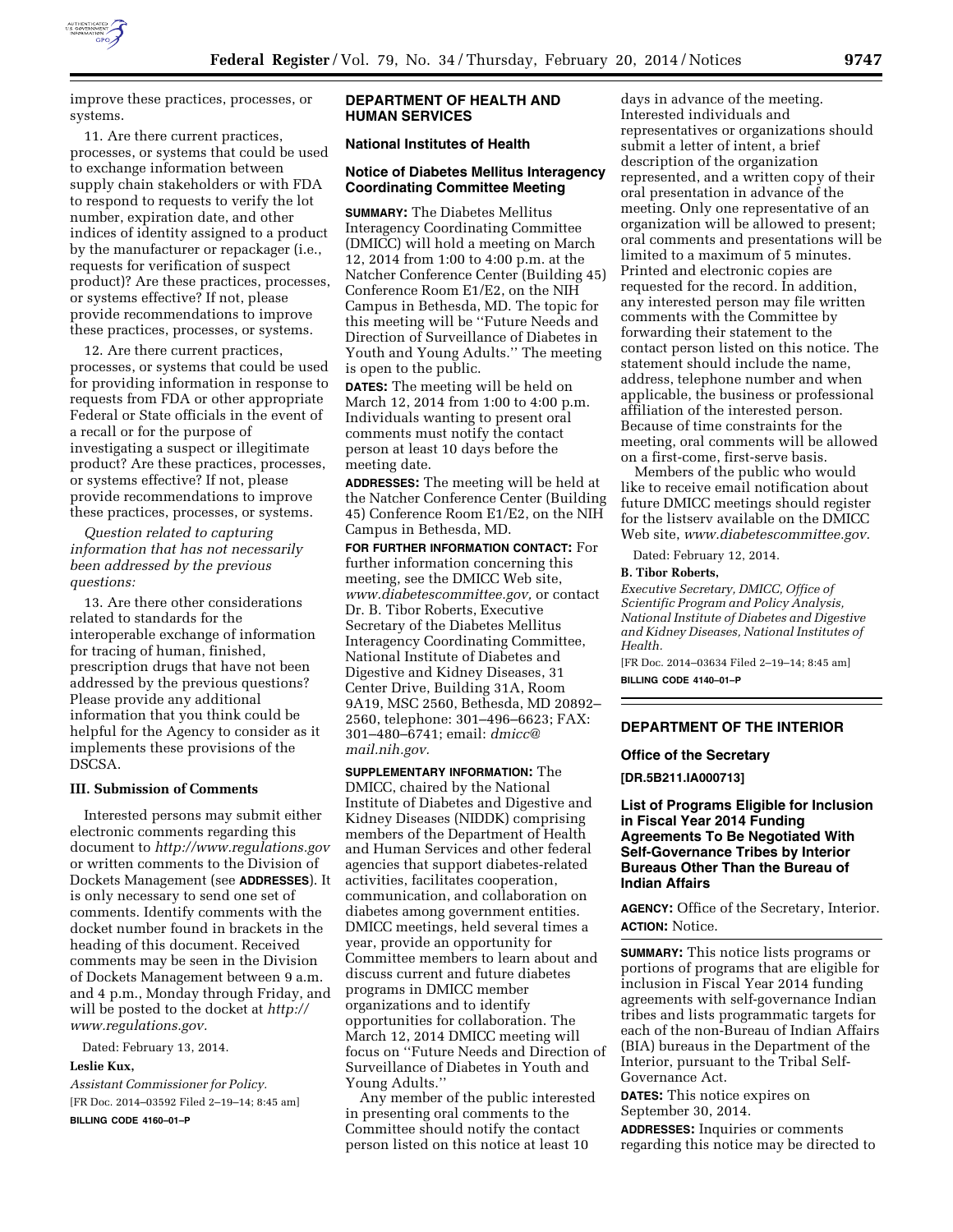improve these practices, processes, or systems.

11. Are there current practices, processes, or systems that could be used to exchange information between supply chain stakeholders or with FDA to respond to requests to verify the lot number, expiration date, and other indices of identity assigned to a product by the manufacturer or repackager (i.e., requests for verification of suspect product)? Are these practices, processes, or systems effective? If not, please provide recommendations to improve these practices, processes, or systems.

12. Are there current practices, processes, or systems that could be used for providing information in response to requests from FDA or other appropriate Federal or State officials in the event of a recall or for the purpose of investigating a suspect or illegitimate product? Are these practices, processes, or systems effective? If not, please provide recommendations to improve these practices, processes, or systems.

*Question related to capturing information that has not necessarily been addressed by the previous questions:*

13. Are there other considerations related to standards for the interoperable exchange of information for tracing of human, finished, prescription drugs that have not been addressed by the previous questions? Please provide any additional information that you think could be helpful for the Agency to consider as it implements these provisions of the DSCSA.

### III. Submission of Comments

Interested persons may submit either electronic comments regarding this document to *http://www.regulations.gov* or written comments to the Division of Dockets Management (see **ADDRESSES**). It is only necessary to send one set of comments. Identify comments with the docket number found in brackets in the heading of this document. Received comments may be seen in the Division of Dockets Management between 9 a.m. and 4 p.m., Monday through Friday, and will be posted to the docket at *http://www.regulations.gov.*

Dated: February 13, 2014.

**Leslie Kux,**

*Assistant Commissioner for Policy.*

[FR Doc. 2014–03592 Filed 2–19–14; 8:45 am]

**BILLING CODE 4160–01–P**

## DEPARTMENT OF HEALTH AND HUMAN SERVICES

### National Institutes of Health

### Notice of Diabetes Mellitus Interagency Coordinating Committee Meeting

**SUMMARY:** The Diabetes Mellitus Interagency Coordinating Committee (DMICC) will hold a meeting on March 12, 2014 from 1:00 to 4:00 p.m. at the Natcher Conference Center (Building 45) Conference Room E1/E2, on the NIH Campus in Bethesda, MD. The topic for this meeting will be ''Future Needs and Direction of Surveillance of Diabetes in Youth and Young Adults.'' The meeting is open to the public.

**DATES:** The meeting will be held on March 12, 2014 from 1:00 to 4:00 p.m. Individuals wanting to present oral comments must notify the contact person at least 10 days before the meeting date.

**ADDRESSES:** The meeting will be held at the Natcher Conference Center (Building 45) Conference Room E1/E2, on the NIH Campus in Bethesda, MD.

**FOR FURTHER INFORMATION CONTACT:** For further information concerning this meeting, see the DMICC Web site, *www.diabetescommittee.gov,* or contact Dr. B. Tibor Roberts, Executive Secretary of the Diabetes Mellitus Interagency Coordinating Committee, National Institute of Diabetes and Digestive and Kidney Diseases, 31 Center Drive, Building 31A, Room 9A19, MSC 2560, Bethesda, MD 20892–2560, telephone: 301–496–6623; FAX: 301–480–6741; email: *dmicc@mail.nih.gov.*

**SUPPLEMENTARY INFORMATION:** The DMICC, chaired by the National Institute of Diabetes and Digestive and Kidney Diseases (NIDDK) comprising members of the Department of Health and Human Services and other federal agencies that support diabetes-related activities, facilitates cooperation, communication, and collaboration on diabetes among government entities. DMICC meetings, held several times a year, provide an opportunity for Committee members to learn about and discuss current and future diabetes programs in DMICC member organizations and to identify opportunities for collaboration. The March 12, 2014 DMICC meeting will focus on ''Future Needs and Direction of Surveillance of Diabetes in Youth and Young Adults.''

Any member of the public interested in presenting oral comments to the Committee should notify the contact person listed on this notice at least 10 days in advance of the meeting. Interested individuals and representatives or organizations should submit a letter of intent, a brief description of the organization represented, and a written copy of their oral presentation in advance of the meeting. Only one representative of an organization will be allowed to present; oral comments and presentations will be limited to a maximum of 5 minutes. Printed and electronic copies are requested for the record. In addition, any interested person may file written comments with the Committee by forwarding their statement to the contact person listed on this notice. The statement should include the name, address, telephone number and when applicable, the business or professional affiliation of the interested person. Because of time constraints for the meeting, oral comments will be allowed on a first-come, first-serve basis.

Members of the public who would like to receive email notification about future DMICC meetings should register for the listserv available on the DMICC Web site, *www.diabetescommittee.gov.*

Dated: February 12, 2014.

**B. Tibor Roberts,**

*Executive Secretary, DMICC, Office of Scientific Program and Policy Analysis, National Institute of Diabetes and Digestive and Kidney Diseases, National Institutes of Health.*

[FR Doc. 2014–03634 Filed 2–19–14; 8:45 am]

**BILLING CODE 4140–01–P**

## DEPARTMENT OF THE INTERIOR

### Office of the Secretary

**[DR.5B211.IA000713]**

### List of Programs Eligible for Inclusion in Fiscal Year 2014 Funding Agreements To Be Negotiated With Self-Governance Tribes by Interior Bureaus Other Than the Bureau of Indian Affairs

**AGENCY:** Office of the Secretary, Interior.

**ACTION:** Notice.

**SUMMARY:** This notice lists programs or portions of programs that are eligible for inclusion in Fiscal Year 2014 funding agreements with self-governance Indian tribes and lists programmatic targets for each of the non-Bureau of Indian Affairs (BIA) bureaus in the Department of the Interior, pursuant to the Tribal Self-Governance Act.

**DATES:** This notice expires on September 30, 2014.

**ADDRESSES:** Inquiries or comments regarding this notice may be directed to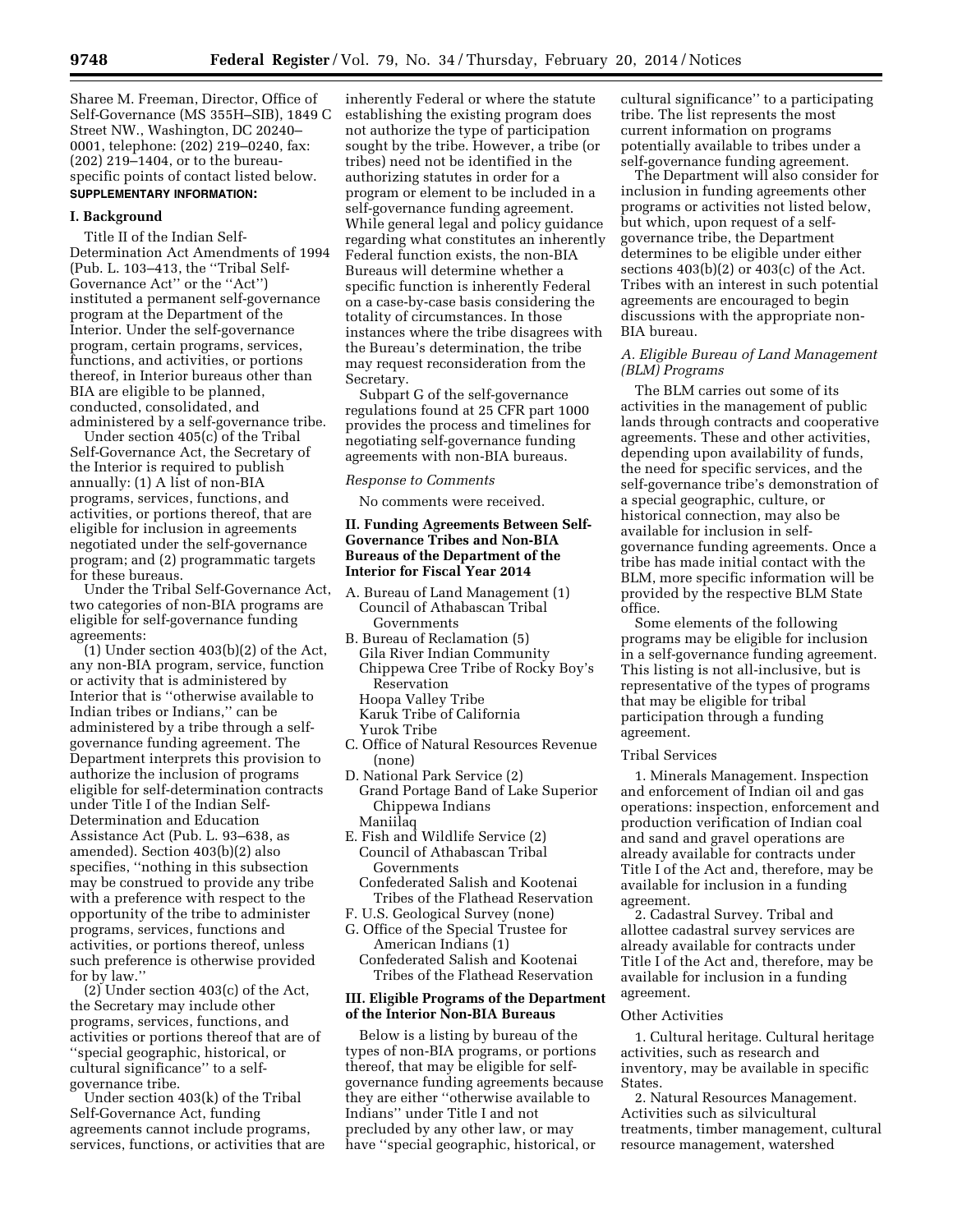Sharee M. Freeman, Director, Office of Self-Governance (MS 355H–SIB), 1849 C Street NW., Washington, DC 20240–0001, telephone: (202) 219–0240, fax: (202) 219–1404, or to the bureau-specific points of contact listed below.

**SUPPLEMENTARY INFORMATION:**

## I. Background

Title II of the Indian Self-Determination Act Amendments of 1994 (Pub. L. 103–413, the ''Tribal Self-Governance Act'' or the ''Act'') instituted a permanent self-governance program at the Department of the Interior. Under the self-governance program, certain programs, services, functions, and activities, or portions thereof, in Interior bureaus other than BIA are eligible to be planned, conducted, consolidated, and administered by a self-governance tribe.

Under section 405(c) of the Tribal Self-Governance Act, the Secretary of the Interior is required to publish annually: (1) A list of non-BIA programs, services, functions, and activities, or portions thereof, that are eligible for inclusion in agreements negotiated under the self-governance program; and (2) programmatic targets for these bureaus.

Under the Tribal Self-Governance Act, two categories of non-BIA programs are eligible for self-governance funding agreements:

(1) Under section 403(b)(2) of the Act, any non-BIA program, service, function or activity that is administered by Interior that is ''otherwise available to Indian tribes or Indians,'' can be administered by a tribe through a self-governance funding agreement. The Department interprets this provision to authorize the inclusion of programs eligible for self-determination contracts under Title I of the Indian Self-Determination and Education Assistance Act (Pub. L. 93–638, as amended). Section 403(b)(2) also specifies, ''nothing in this subsection may be construed to provide any tribe with a preference with respect to the opportunity of the tribe to administer programs, services, functions and activities, or portions thereof, unless such preference is otherwise provided for by law.''

(2) Under section 403(c) of the Act, the Secretary may include other programs, services, functions, and activities or portions thereof that are of ''special geographic, historical, or cultural significance'' to a self-governance tribe.

Under section 403(k) of the Tribal Self-Governance Act, funding agreements cannot include programs, services, functions, or activities that are inherently Federal or where the statute establishing the existing program does not authorize the type of participation sought by the tribe. However, a tribe (or tribes) need not be identified in the authorizing statutes in order for a program or element to be included in a self-governance funding agreement. While general legal and policy guidance regarding what constitutes an inherently Federal function exists, the non-BIA Bureaus will determine whether a specific function is inherently Federal on a case-by-case basis considering the totality of circumstances. In those instances where the tribe disagrees with the Bureau's determination, the tribe may request reconsideration from the Secretary.

Subpart G of the self-governance regulations found at 25 CFR part 1000 provides the process and timelines for negotiating self-governance funding agreements with non-BIA bureaus.

*Response to Comments*

No comments were received.

## II. Funding Agreements Between Self-Governance Tribes and Non-BIA Bureaus of the Department of the Interior for Fiscal Year 2014

A. Bureau of Land Management (1)
- Council of Athabascan Tribal Governments

B. Bureau of Reclamation (5)
- Gila River Indian Community
- Chippewa Cree Tribe of Rocky Boy's Reservation
- Hoopa Valley Tribe
- Karuk Tribe of California
- Yurok Tribe

C. Office of Natural Resources Revenue (none)

D. National Park Service (2)
- Grand Portage Band of Lake Superior Chippewa Indians
- Maniilaq

E. Fish and Wildlife Service (2)
- Council of Athabascan Tribal Governments
- Confederated Salish and Kootenai Tribes of the Flathead Reservation

F. U.S. Geological Survey (none)

G. Office of the Special Trustee for American Indians (1)
- Confederated Salish and Kootenai Tribes of the Flathead Reservation

## III. Eligible Programs of the Department of the Interior Non-BIA Bureaus

Below is a listing by bureau of the types of non-BIA programs, or portions thereof, that may be eligible for self-governance funding agreements because they are either ''otherwise available to Indians'' under Title I and not precluded by any other law, or may have ''special geographic, historical, or cultural significance'' to a participating tribe. The list represents the most current information on programs potentially available to tribes under a self-governance funding agreement.

The Department will also consider for inclusion in funding agreements other programs or activities not listed below, but which, upon request of a self-governance tribe, the Department determines to be eligible under either sections 403(b)(2) or 403(c) of the Act. Tribes with an interest in such potential agreements are encouraged to begin discussions with the appropriate non-BIA bureau.

### *A. Eligible Bureau of Land Management (BLM) Programs*

The BLM carries out some of its activities in the management of public lands through contracts and cooperative agreements. These and other activities, depending upon availability of funds, the need for specific services, and the self-governance tribe's demonstration of a special geographic, culture, or historical connection, may also be available for inclusion in self-governance funding agreements. Once a tribe has made initial contact with the BLM, more specific information will be provided by the respective BLM State office.

Some elements of the following programs may be eligible for inclusion in a self-governance funding agreement. This listing is not all-inclusive, but is representative of the types of programs that may be eligible for tribal participation through a funding agreement.

Tribal Services

1. Minerals Management. Inspection and enforcement of Indian oil and gas operations: inspection, enforcement and production verification of Indian coal and sand and gravel operations are already available for contracts under Title I of the Act and, therefore, may be available for inclusion in a funding agreement.

2. Cadastral Survey. Tribal and allottee cadastral survey services are already available for contracts under Title I of the Act and, therefore, may be available for inclusion in a funding agreement.

Other Activities

1. Cultural heritage. Cultural heritage activities, such as research and inventory, may be available in specific States.

2. Natural Resources Management. Activities such as silvicultural treatments, timber management, cultural resource management, watershed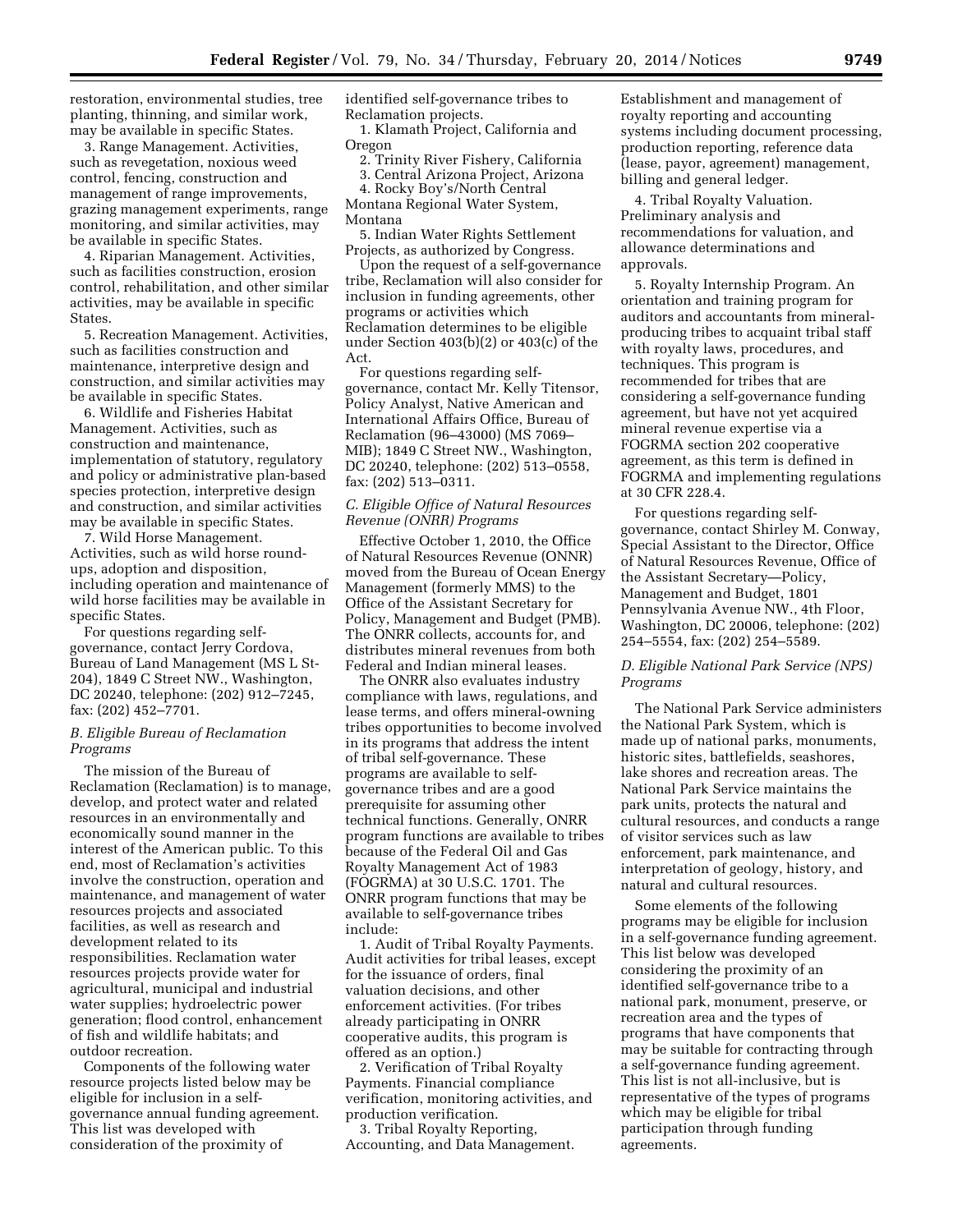restoration, environmental studies, tree planting, thinning, and similar work, may be available in specific States.

3. Range Management. Activities, such as revegetation, noxious weed control, fencing, construction and management of range improvements, grazing management experiments, range monitoring, and similar activities, may be available in specific States.

4. Riparian Management. Activities, such as facilities construction, erosion control, rehabilitation, and other similar activities, may be available in specific States.

5. Recreation Management. Activities, such as facilities construction and maintenance, interpretive design and construction, and similar activities may be available in specific States.

6. Wildlife and Fisheries Habitat Management. Activities, such as construction and maintenance, implementation of statutory, regulatory and policy or administrative plan-based species protection, interpretive design and construction, and similar activities may be available in specific States.

7. Wild Horse Management. Activities, such as wild horse round-ups, adoption and disposition, including operation and maintenance of wild horse facilities may be available in specific States.

For questions regarding self-governance, contact Jerry Cordova, Bureau of Land Management (MS L St-204), 1849 C Street NW., Washington, DC 20240, telephone: (202) 912–7245, fax: (202) 452–7701.

### *B. Eligible Bureau of Reclamation Programs*

The mission of the Bureau of Reclamation (Reclamation) is to manage, develop, and protect water and related resources in an environmentally and economically sound manner in the interest of the American public. To this end, most of Reclamation's activities involve the construction, operation and maintenance, and management of water resources projects and associated facilities, as well as research and development related to its responsibilities. Reclamation water resources projects provide water for agricultural, municipal and industrial water supplies; hydroelectric power generation; flood control, enhancement of fish and wildlife habitats; and outdoor recreation.

Components of the following water resource projects listed below may be eligible for inclusion in a self-governance annual funding agreement. This list was developed with consideration of the proximity of identified self-governance tribes to Reclamation projects.

1. Klamath Project, California and Oregon
2. Trinity River Fishery, California
3. Central Arizona Project, Arizona
4. Rocky Boy's/North Central Montana Regional Water System, Montana
5. Indian Water Rights Settlement Projects, as authorized by Congress.

Upon the request of a self-governance tribe, Reclamation will also consider for inclusion in funding agreements, other programs or activities which Reclamation determines to be eligible under Section 403(b)(2) or 403(c) of the Act.

For questions regarding self-governance, contact Mr. Kelly Titensor, Policy Analyst, Native American and International Affairs Office, Bureau of Reclamation (96–43000) (MS 7069–MIB); 1849 C Street NW., Washington, DC 20240, telephone: (202) 513–0558, fax: (202) 513–0311.

### *C. Eligible Office of Natural Resources Revenue (ONRR) Programs*

Effective October 1, 2010, the Office of Natural Resources Revenue (ONNR) moved from the Bureau of Ocean Energy Management (formerly MMS) to the Office of the Assistant Secretary for Policy, Management and Budget (PMB). The ONRR collects, accounts for, and distributes mineral revenues from both Federal and Indian mineral leases.

The ONRR also evaluates industry compliance with laws, regulations, and lease terms, and offers mineral-owning tribes opportunities to become involved in its programs that address the intent of tribal self-governance. These programs are available to self-governance tribes and are a good prerequisite for assuming other technical functions. Generally, ONRR program functions are available to tribes because of the Federal Oil and Gas Royalty Management Act of 1983 (FOGRMA) at 30 U.S.C. 1701. The ONRR program functions that may be available to self-governance tribes include:

1. Audit of Tribal Royalty Payments. Audit activities for tribal leases, except for the issuance of orders, final valuation decisions, and other enforcement activities. (For tribes already participating in ONRR cooperative audits, this program is offered as an option.)

2. Verification of Tribal Royalty Payments. Financial compliance verification, monitoring activities, and production verification.

3. Tribal Royalty Reporting, Accounting, and Data Management. Establishment and management of royalty reporting and accounting systems including document processing, production reporting, reference data (lease, payor, agreement) management, billing and general ledger.

4. Tribal Royalty Valuation. Preliminary analysis and recommendations for valuation, and allowance determinations and approvals.

5. Royalty Internship Program. An orientation and training program for auditors and accountants from mineral-producing tribes to acquaint tribal staff with royalty laws, procedures, and techniques. This program is recommended for tribes that are considering a self-governance funding agreement, but have not yet acquired mineral revenue expertise via a FOGRMA section 202 cooperative agreement, as this term is defined in FOGRMA and implementing regulations at 30 CFR 228.4.

For questions regarding self-governance, contact Shirley M. Conway, Special Assistant to the Director, Office of Natural Resources Revenue, Office of the Assistant Secretary—Policy, Management and Budget, 1801 Pennsylvania Avenue NW., 4th Floor, Washington, DC 20006, telephone: (202) 254–5554, fax: (202) 254–5589.

### *D. Eligible National Park Service (NPS) Programs*

The National Park Service administers the National Park System, which is made up of national parks, monuments, historic sites, battlefields, seashores, lake shores and recreation areas. The National Park Service maintains the park units, protects the natural and cultural resources, and conducts a range of visitor services such as law enforcement, park maintenance, and interpretation of geology, history, and natural and cultural resources.

Some elements of the following programs may be eligible for inclusion in a self-governance funding agreement. This list below was developed considering the proximity of an identified self-governance tribe to a national park, monument, preserve, or recreation area and the types of programs that have components that may be suitable for contracting through a self-governance funding agreement. This list is not all-inclusive, but is representative of the types of programs which may be eligible for tribal participation through funding agreements.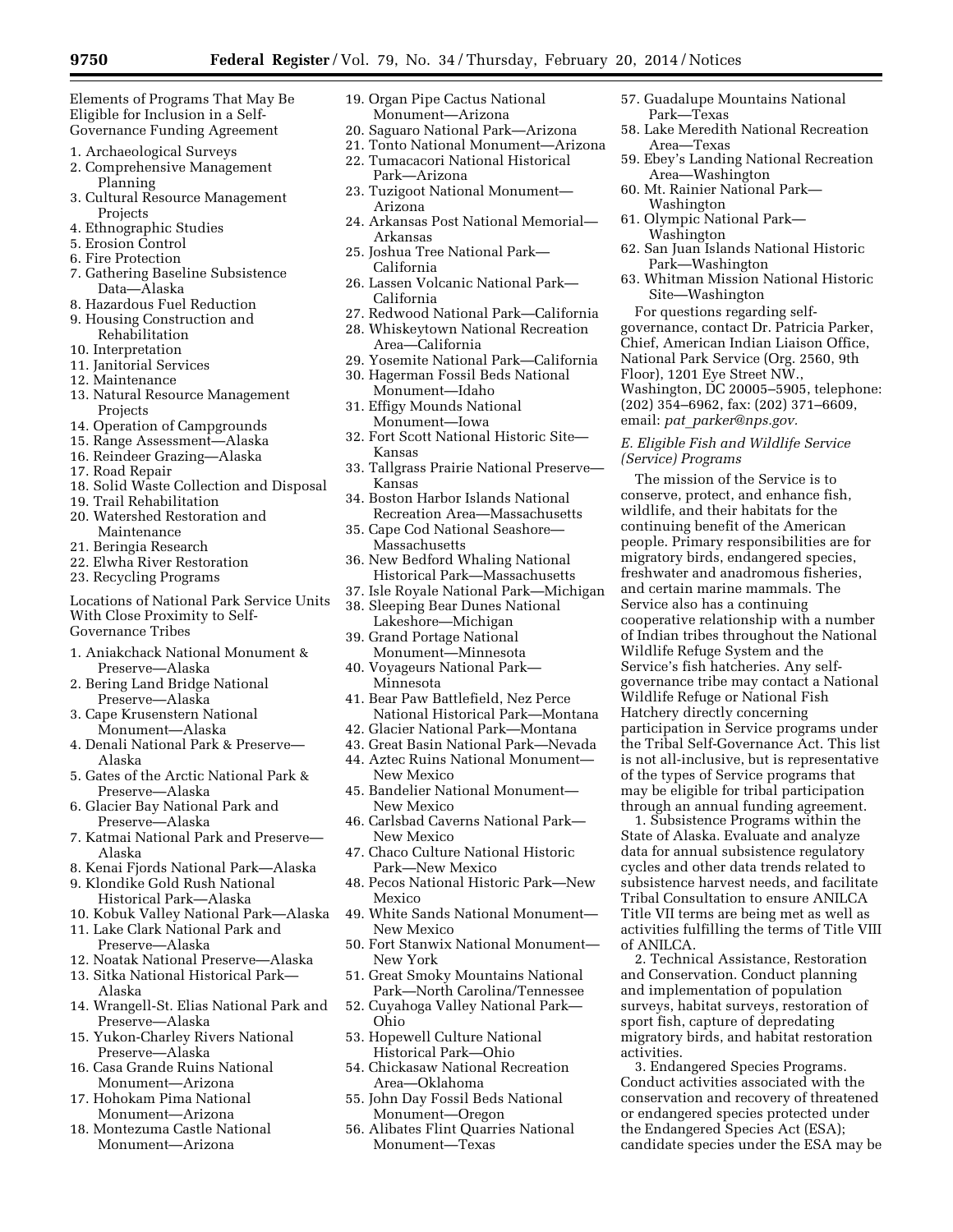Elements of Programs That May Be Eligible for Inclusion in a Self-Governance Funding Agreement

1. Archaeological Surveys
2. Comprehensive Management Planning
3. Cultural Resource Management Projects
4. Ethnographic Studies
5. Erosion Control
6. Fire Protection
7. Gathering Baseline Subsistence Data—Alaska
8. Hazardous Fuel Reduction
9. Housing Construction and Rehabilitation
10. Interpretation
11. Janitorial Services
12. Maintenance
13. Natural Resource Management Projects
14. Operation of Campgrounds
15. Range Assessment—Alaska
16. Reindeer Grazing—Alaska
17. Road Repair
18. Solid Waste Collection and Disposal
19. Trail Rehabilitation
20. Watershed Restoration and Maintenance
21. Beringia Research
22. Elwha River Restoration
23. Recycling Programs

Locations of National Park Service Units With Close Proximity to Self-Governance Tribes

1. Aniakchack National Monument & Preserve—Alaska
2. Bering Land Bridge National Preserve—Alaska
3. Cape Krusenstern National Monument—Alaska
4. Denali National Park & Preserve—Alaska
5. Gates of the Arctic National Park & Preserve—Alaska
6. Glacier Bay National Park and Preserve—Alaska
7. Katmai National Park and Preserve—Alaska
8. Kenai Fjords National Park—Alaska
9. Klondike Gold Rush National Historical Park—Alaska
10. Kobuk Valley National Park—Alaska
11. Lake Clark National Park and Preserve—Alaska
12. Noatak National Preserve—Alaska
13. Sitka National Historical Park—Alaska
14. Wrangell-St. Elias National Park and Preserve—Alaska
15. Yukon-Charley Rivers National Preserve—Alaska
16. Casa Grande Ruins National Monument—Arizona
17. Hohokam Pima National Monument—Arizona
18. Montezuma Castle National Monument—Arizona
19. Organ Pipe Cactus National Monument—Arizona
20. Saguaro National Park—Arizona
21. Tonto National Monument—Arizona
22. Tumacacori National Historical Park—Arizona
23. Tuzigoot National Monument—Arizona
24. Arkansas Post National Memorial—Arkansas
25. Joshua Tree National Park—California
26. Lassen Volcanic National Park—California
27. Redwood National Park—California
28. Whiskeytown National Recreation Area—California
29. Yosemite National Park—California
30. Hagerman Fossil Beds National Monument—Idaho
31. Effigy Mounds National Monument—Iowa
32. Fort Scott National Historic Site—Kansas
33. Tallgrass Prairie National Preserve—Kansas
34. Boston Harbor Islands National Recreation Area—Massachusetts
35. Cape Cod National Seashore—Massachusetts
36. New Bedford Whaling National Historical Park—Massachusetts
37. Isle Royale National Park—Michigan
38. Sleeping Bear Dunes National Lakeshore—Michigan
39. Grand Portage National Monument—Minnesota
40. Voyageurs National Park—Minnesota
41. Bear Paw Battlefield, Nez Perce National Historical Park—Montana
42. Glacier National Park—Montana
43. Great Basin National Park—Nevada
44. Aztec Ruins National Monument—New Mexico
45. Bandelier National Monument—New Mexico
46. Carlsbad Caverns National Park—New Mexico
47. Chaco Culture National Historic Park—New Mexico
48. Pecos National Historic Park—New Mexico
49. White Sands National Monument—New Mexico
50. Fort Stanwix National Monument—New York
51. Great Smoky Mountains National Park—North Carolina/Tennessee
52. Cuyahoga Valley National Park—Ohio
53. Hopewell Culture National Historical Park—Ohio
54. Chickasaw National Recreation Area—Oklahoma
55. John Day Fossil Beds National Monument—Oregon
56. Alibates Flint Quarries National Monument—Texas
57. Guadalupe Mountains National Park—Texas
58. Lake Meredith National Recreation Area—Texas
59. Ebey's Landing National Recreation Area—Washington
60. Mt. Rainier National Park—Washington
61. Olympic National Park—Washington
62. San Juan Islands National Historic Park—Washington
63. Whitman Mission National Historic Site—Washington

For questions regarding self-governance, contact Dr. Patricia Parker, Chief, American Indian Liaison Office, National Park Service (Org. 2560, 9th Floor), 1201 Eye Street NW., Washington, DC 20005–5905, telephone: (202) 354–6962, fax: (202) 371–6609, email: *pat_parker@nps.gov.*

*E. Eligible Fish and Wildlife Service (Service) Programs*

The mission of the Service is to conserve, protect, and enhance fish, wildlife, and their habitats for the continuing benefit of the American people. Primary responsibilities are for migratory birds, endangered species, freshwater and anadromous fisheries, and certain marine mammals. The Service also has a continuing cooperative relationship with a number of Indian tribes throughout the National Wildlife Refuge System and the Service's fish hatcheries. Any self-governance tribe may contact a National Wildlife Refuge or National Fish Hatchery directly concerning participation in Service programs under the Tribal Self-Governance Act. This list is not all-inclusive, but is representative of the types of Service programs that may be eligible for tribal participation through an annual funding agreement.

1. Subsistence Programs within the State of Alaska. Evaluate and analyze data for annual subsistence regulatory cycles and other data trends related to subsistence harvest needs, and facilitate Tribal Consultation to ensure ANILCA Title VII terms are being met as well as activities fulfilling the terms of Title VIII of ANILCA.

2. Technical Assistance, Restoration and Conservation. Conduct planning and implementation of population surveys, habitat surveys, restoration of sport fish, capture of depredating migratory birds, and habitat restoration activities.

3. Endangered Species Programs. Conduct activities associated with the conservation and recovery of threatened or endangered species protected under the Endangered Species Act (ESA); candidate species under the ESA may be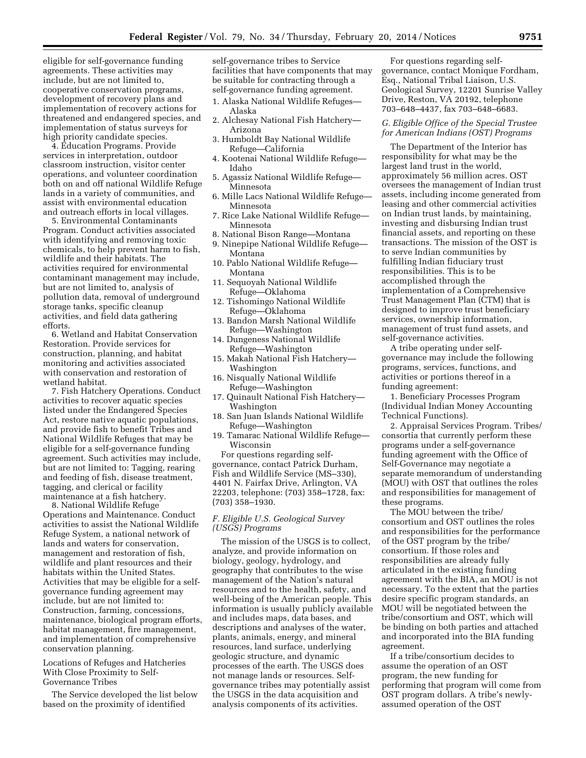eligible for self-governance funding agreements. These activities may include, but are not limited to, cooperative conservation programs, development of recovery plans and implementation of recovery actions for threatened and endangered species, and implementation of status surveys for high priority candidate species.

4. Education Programs. Provide services in interpretation, outdoor classroom instruction, visitor center operations, and volunteer coordination both on and off national Wildlife Refuge lands in a variety of communities, and assist with environmental education and outreach efforts in local villages.

5. Environmental Contaminants Program. Conduct activities associated with identifying and removing toxic chemicals, to help prevent harm to fish, wildlife and their habitats. The activities required for environmental contaminant management may include, but are not limited to, analysis of pollution data, removal of underground storage tanks, specific cleanup activities, and field data gathering efforts.

6. Wetland and Habitat Conservation Restoration. Provide services for construction, planning, and habitat monitoring and activities associated with conservation and restoration of wetland habitat.

7. Fish Hatchery Operations. Conduct activities to recover aquatic species listed under the Endangered Species Act, restore native aquatic populations, and provide fish to benefit Tribes and National Wildlife Refuges that may be eligible for a self-governance funding agreement. Such activities may include, but are not limited to: Tagging, rearing and feeding of fish, disease treatment, tagging, and clerical or facility maintenance at a fish hatchery.

8. National Wildlife Refuge Operations and Maintenance. Conduct activities to assist the National Wildlife Refuge System, a national network of lands and waters for conservation, management and restoration of fish, wildlife and plant resources and their habitats within the United States. Activities that may be eligible for a self-governance funding agreement may include, but are not limited to: Construction, farming, concessions, maintenance, biological program efforts, habitat management, fire management, and implementation of comprehensive conservation planning.

Locations of Refuges and Hatcheries With Close Proximity to Self-Governance Tribes

The Service developed the list below based on the proximity of identified self-governance tribes to Service facilities that have components that may be suitable for contracting through a self-governance funding agreement.

1. Alaska National Wildlife Refuges—Alaska
2. Alchesay National Fish Hatchery—Arizona
3. Humboldt Bay National Wildlife Refuge—California
4. Kootenai National Wildlife Refuge—Idaho
5. Agassiz National Wildlife Refuge—Minnesota
6. Mille Lacs National Wildlife Refuge—Minnesota
7. Rice Lake National Wildlife Refuge—Minnesota
8. National Bison Range—Montana
9. Ninepipe National Wildlife Refuge—Montana
10. Pablo National Wildlife Refuge—Montana
11. Sequoyah National Wildlife Refuge—Oklahoma
12. Tishomingo National Wildlife Refuge—Oklahoma
13. Bandon Marsh National Wildlife Refuge—Washington
14. Dungeness National Wildlife Refuge—Washington
15. Makah National Fish Hatchery—Washington
16. Nisqually National Wildlife Refuge—Washington
17. Quinault National Fish Hatchery—Washington
18. San Juan Islands National Wildlife Refuge—Washington
19. Tamarac National Wildlife Refuge—Wisconsin

For questions regarding self-governance, contact Patrick Durham, Fish and Wildlife Service (MS–330), 4401 N. Fairfax Drive, Arlington, VA 22203, telephone: (703) 358–1728, fax: (703) 358–1930.

### *F. Eligible U.S. Geological Survey (USGS) Programs*

The mission of the USGS is to collect, analyze, and provide information on biology, geology, hydrology, and geography that contributes to the wise management of the Nation's natural resources and to the health, safety, and well-being of the American people. This information is usually publicly available and includes maps, data bases, and descriptions and analyses of the water, plants, animals, energy, and mineral resources, land surface, underlying geologic structure, and dynamic processes of the earth. The USGS does not manage lands or resources. Self-governance tribes may potentially assist the USGS in the data acquisition and analysis components of its activities.

For questions regarding self-governance, contact Monique Fordham, Esq., National Tribal Liaison, U.S. Geological Survey, 12201 Sunrise Valley Drive, Reston, VA 20192, telephone 703–648–4437, fax 703–648–6683.

### *G. Eligible Office of the Special Trustee for American Indians (OST) Programs*

The Department of the Interior has responsibility for what may be the largest land trust in the world, approximately 56 million acres. OST oversees the management of Indian trust assets, including income generated from leasing and other commercial activities on Indian trust lands, by maintaining, investing and disbursing Indian trust financial assets, and reporting on these transactions. The mission of the OST is to serve Indian communities by fulfilling Indian fiduciary trust responsibilities. This is to be accomplished through the implementation of a Comprehensive Trust Management Plan (CTM) that is designed to improve trust beneficiary services, ownership information, management of trust fund assets, and self-governance activities.

A tribe operating under self-governance may include the following programs, services, functions, and activities or portions thereof in a funding agreement:

1. Beneficiary Processes Program (Individual Indian Money Accounting Technical Functions).

2. Appraisal Services Program. Tribes/consortia that currently perform these programs under a self-governance funding agreement with the Office of Self-Governance may negotiate a separate memorandum of understanding (MOU) with OST that outlines the roles and responsibilities for management of these programs.

The MOU between the tribe/consortium and OST outlines the roles and responsibilities for the performance of the OST program by the tribe/consortium. If those roles and responsibilities are already fully articulated in the existing funding agreement with the BIA, an MOU is not necessary. To the extent that the parties desire specific program standards, an MOU will be negotiated between the tribe/consortium and OST, which will be binding on both parties and attached and incorporated into the BIA funding agreement.

If a tribe/consortium decides to assume the operation of an OST program, the new funding for performing that program will come from OST program dollars. A tribe's newly-assumed operation of the OST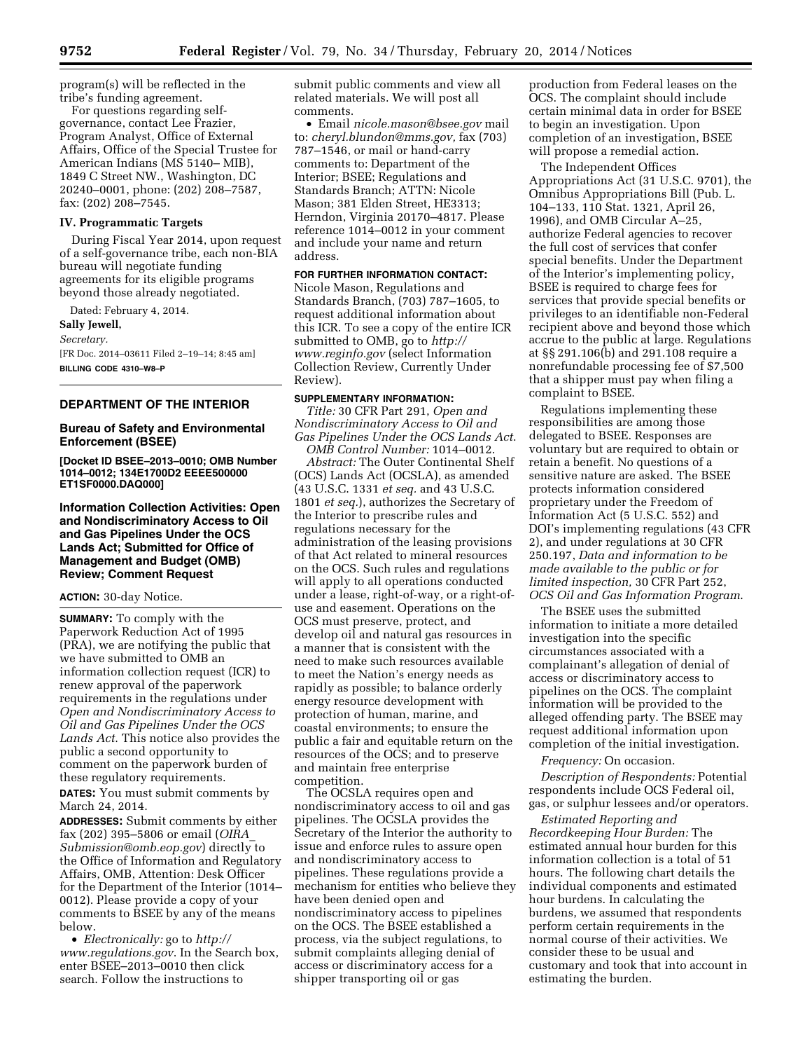program(s) will be reflected in the tribe's funding agreement.

For questions regarding self-governance, contact Lee Frazier, Program Analyst, Office of External Affairs, Office of the Special Trustee for American Indians (MS 5140– MIB), 1849 C Street NW., Washington, DC 20240–0001, phone: (202) 208–7587, fax: (202) 208–7545.

### IV. Programmatic Targets

During Fiscal Year 2014, upon request of a self-governance tribe, each non-BIA bureau will negotiate funding agreements for its eligible programs beyond those already negotiated.

Dated: February 4, 2014.

**Sally Jewell,**

*Secretary.*

[FR Doc. 2014–03611 Filed 2–19–14; 8:45 am]

**BILLING CODE 4310–W8–P**

---

## DEPARTMENT OF THE INTERIOR

### Bureau of Safety and Environmental Enforcement (BSEE)

**[Docket ID BSEE–2013–0010; OMB Number 1014–0012; 134E1700D2 EEEE500000 ET1SF0000.DAQ000]**

### Information Collection Activities: Open and Nondiscriminatory Access to Oil and Gas Pipelines Under the OCS Lands Act; Submitted for Office of Management and Budget (OMB) Review; Comment Request

**ACTION:** 30-day Notice.

**SUMMARY:** To comply with the Paperwork Reduction Act of 1995 (PRA), we are notifying the public that we have submitted to OMB an information collection request (ICR) to renew approval of the paperwork requirements in the regulations under *Open and Nondiscriminatory Access to Oil and Gas Pipelines Under the OCS Lands Act.* This notice also provides the public a second opportunity to comment on the paperwork burden of these regulatory requirements.

**DATES:** You must submit comments by March 24, 2014.

**ADDRESSES:** Submit comments by either fax (202) 395–5806 or email (*OIRA_Submission@omb.eop.gov*) directly to the Office of Information and Regulatory Affairs, OMB, Attention: Desk Officer for the Department of the Interior (1014–0012). Please provide a copy of your comments to BSEE by any of the means below.

- *Electronically:* go to *http://www.regulations.gov*. In the Search box, enter BSEE–2013–0010 then click search. Follow the instructions to submit public comments and view all related materials. We will post all comments.
- Email *nicole.mason@bsee.gov* mail to: *cheryl.blundon@mms.gov,* fax (703) 787–1546, or mail or hand-carry comments to: Department of the Interior; BSEE; Regulations and Standards Branch; ATTN: Nicole Mason; 381 Elden Street, HE3313; Herndon, Virginia 20170–4817. Please reference 1014–0012 in your comment and include your name and return address.

**FOR FURTHER INFORMATION CONTACT:** Nicole Mason, Regulations and Standards Branch, (703) 787–1605, to request additional information about this ICR. To see a copy of the entire ICR submitted to OMB, go to *http://www.reginfo.gov* (select Information Collection Review, Currently Under Review).

**SUPPLEMENTARY INFORMATION:**

*Title:* 30 CFR Part 291, *Open and Nondiscriminatory Access to Oil and Gas Pipelines Under the OCS Lands Act.*

*OMB Control Number:* 1014–0012.

*Abstract:* The Outer Continental Shelf (OCS) Lands Act (OCSLA), as amended (43 U.S.C. 1331 *et seq.* and 43 U.S.C. 1801 *et seq.*), authorizes the Secretary of the Interior to prescribe rules and regulations necessary for the administration of the leasing provisions of that Act related to mineral resources on the OCS. Such rules and regulations will apply to all operations conducted under a lease, right-of-way, or a right-of-use and easement. Operations on the OCS must preserve, protect, and develop oil and natural gas resources in a manner that is consistent with the need to make such resources available to meet the Nation's energy needs as rapidly as possible; to balance orderly energy resource development with protection of human, marine, and coastal environments; to ensure the public a fair and equitable return on the resources of the OCS; and to preserve and maintain free enterprise competition.

The OCSLA requires open and nondiscriminatory access to oil and gas pipelines. The OCSLA provides the Secretary of the Interior the authority to issue and enforce rules to assure open and nondiscriminatory access to pipelines. These regulations provide a mechanism for entities who believe they have been denied open and nondiscriminatory access to pipelines on the OCS. The BSEE established a process, via the subject regulations, to submit complaints alleging denial of access or discriminatory access for a shipper transporting oil or gas production from Federal leases on the OCS. The complaint should include certain minimal data in order for BSEE to begin an investigation. Upon completion of an investigation, BSEE will propose a remedial action.

The Independent Offices Appropriations Act (31 U.S.C. 9701), the Omnibus Appropriations Bill (Pub. L. 104–133, 110 Stat. 1321, April 26, 1996), and OMB Circular A–25, authorize Federal agencies to recover the full cost of services that confer special benefits. Under the Department of the Interior's implementing policy, BSEE is required to charge fees for services that provide special benefits or privileges to an identifiable non-Federal recipient above and beyond those which accrue to the public at large. Regulations at §§ 291.106(b) and 291.108 require a nonrefundable processing fee of $7,500 that a shipper must pay when filing a complaint to BSEE.

Regulations implementing these responsibilities are among those delegated to BSEE. Responses are voluntary but are required to obtain or retain a benefit. No questions of a sensitive nature are asked. The BSEE protects information considered proprietary under the Freedom of Information Act (5 U.S.C. 552) and DOI's implementing regulations (43 CFR 2), and under regulations at 30 CFR 250.197, *Data and information to be made available to the public or for limited inspection,* 30 CFR Part 252, *OCS Oil and Gas Information Program.*

The BSEE uses the submitted information to initiate a more detailed investigation into the specific circumstances associated with a complainant's allegation of denial of access or discriminatory access to pipelines on the OCS. The complaint information will be provided to the alleged offending party. The BSEE may request additional information upon completion of the initial investigation.

*Frequency:* On occasion.

*Description of Respondents:* Potential respondents include OCS Federal oil, gas, or sulphur lessees and/or operators.

*Estimated Reporting and Recordkeeping Hour Burden:* The estimated annual hour burden for this information collection is a total of 51 hours. The following chart details the individual components and estimated hour burdens. In calculating the burdens, we assumed that respondents perform certain requirements in the normal course of their activities. We consider these to be usual and customary and took that into account in estimating the burden.